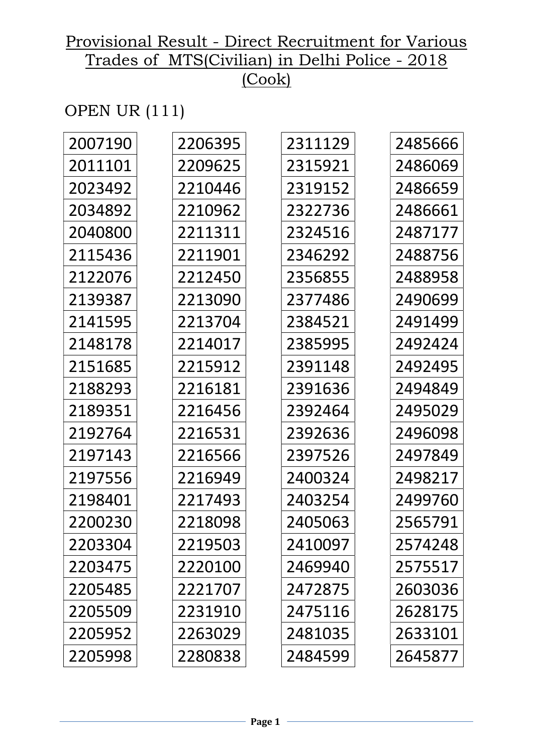# Provisional Result - Direct Recruitment for Various Trades of MTS(Civilian) in Delhi Police - 2018 (Cook)

OPEN UR (111)

| | | | |
|---|---|---|---|
| 2007190 | 2206395 | 2311129 | 2485666 |
| 2011101 | 2209625 | 2315921 | 2486069 |
| 2023492 | 2210446 | 2319152 | 2486659 |
| 2034892 | 2210962 | 2322736 | 2486661 |
| 2040800 | 2211311 | 2324516 | 2487177 |
| 2115436 | 2211901 | 2346292 | 2488756 |
| 2122076 | 2212450 | 2356855 | 2488958 |
| 2139387 | 2213090 | 2377486 | 2490699 |
| 2141595 | 2213704 | 2384521 | 2491499 |
| 2148178 | 2214017 | 2385995 | 2492424 |
| 2151685 | 2215912 | 2391148 | 2492495 |
| 2188293 | 2216181 | 2391636 | 2494849 |
| 2189351 | 2216456 | 2392464 | 2495029 |
| 2192764 | 2216531 | 2392636 | 2496098 |
| 2197143 | 2216566 | 2397526 | 2497849 |
| 2197556 | 2216949 | 2400324 | 2498217 |
| 2198401 | 2217493 | 2403254 | 2499760 |
| 2200230 | 2218098 | 2405063 | 2565791 |
| 2203304 | 2219503 | 2410097 | 2574248 |
| 2203475 | 2220100 | 2469940 | 2575517 |
| 2205485 | 2221707 | 2472875 | 2603036 |
| 2205509 | 2231910 | 2475116 | 2628175 |
| 2205952 | 2263029 | 2481035 | 2633101 |
| 2205998 | 2280838 | 2484599 | 2645877 |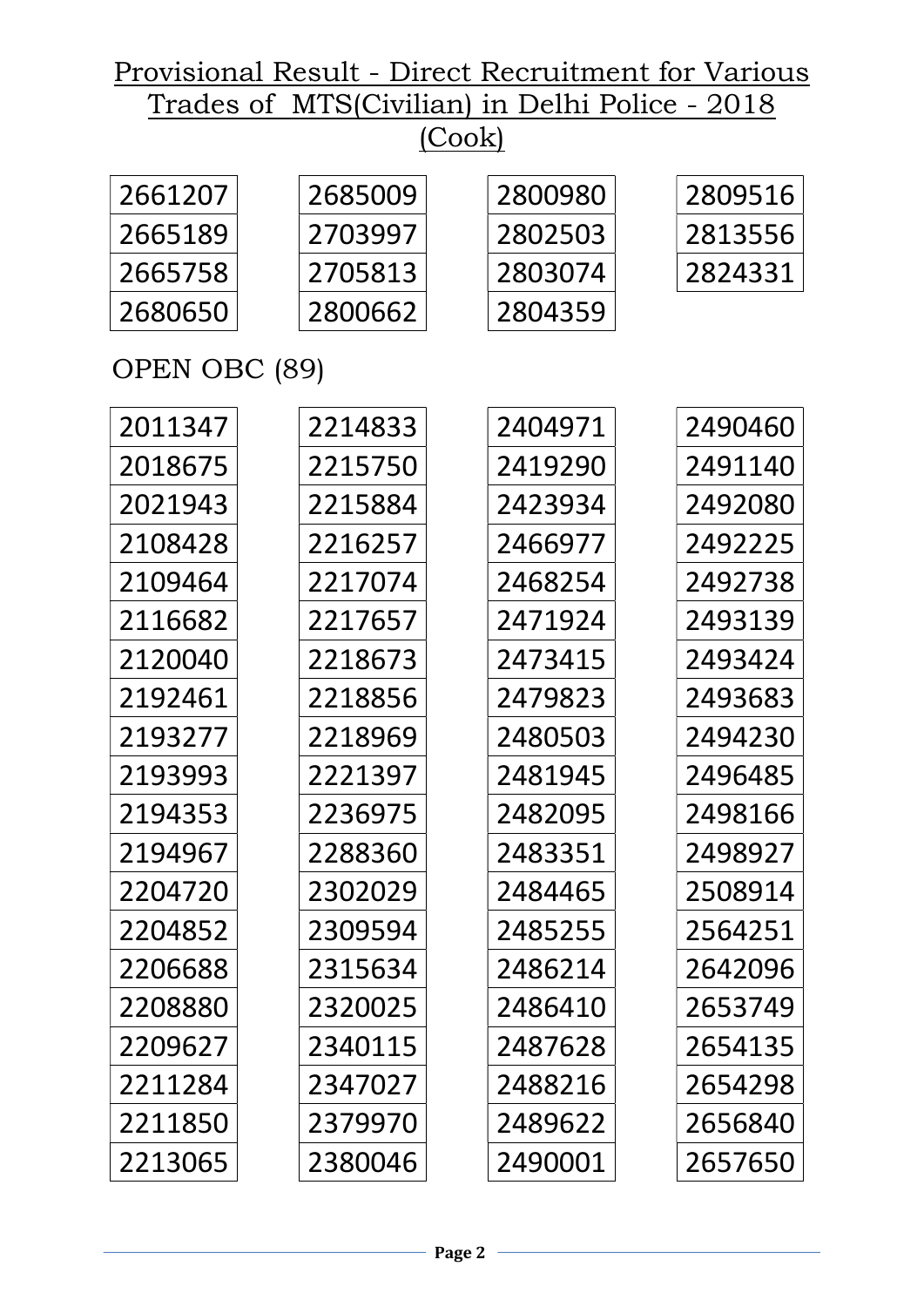Provisional Result - Direct Recruitment for Various Trades of MTS(Civilian) in Delhi Police - 2018 (Cook)

| | | | |
|---|---|---|---|
| 2661207 | 2685009 | 2800980 | 2809516 |
| 2665189 | 2703997 | 2802503 | 2813556 |
| 2665758 | 2705813 | 2803074 | 2824331 |
| 2680650 | 2800662 | 2804359 | |

OPEN OBC (89)

| | | | |
|---|---|---|---|
| 2011347 | 2214833 | 2404971 | 2490460 |
| 2018675 | 2215750 | 2419290 | 2491140 |
| 2021943 | 2215884 | 2423934 | 2492080 |
| 2108428 | 2216257 | 2466977 | 2492225 |
| 2109464 | 2217074 | 2468254 | 2492738 |
| 2116682 | 2217657 | 2471924 | 2493139 |
| 2120040 | 2218673 | 2473415 | 2493424 |
| 2192461 | 2218856 | 2479823 | 2493683 |
| 2193277 | 2218969 | 2480503 | 2494230 |
| 2193993 | 2221397 | 2481945 | 2496485 |
| 2194353 | 2236975 | 2482095 | 2498166 |
| 2194967 | 2288360 | 2483351 | 2498927 |
| 2204720 | 2302029 | 2484465 | 2508914 |
| 2204852 | 2309594 | 2485255 | 2564251 |
| 2206688 | 2315634 | 2486214 | 2642096 |
| 2208880 | 2320025 | 2486410 | 2653749 |
| 2209627 | 2340115 | 2487628 | 2654135 |
| 2211284 | 2347027 | 2488216 | 2654298 |
| 2211850 | 2379970 | 2489622 | 2656840 |
| 2213065 | 2380046 | 2490001 | 2657650 |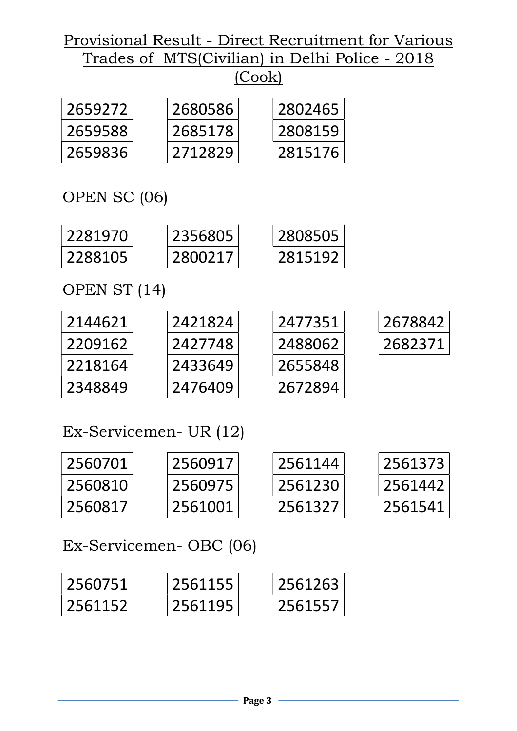# Provisional Result - Direct Recruitment for Various Trades of MTS(Civilian) in Delhi Police - 2018 (Cook)

| | | |
|---|---|---|
| 2659272 | 2680586 | 2802465 |
| 2659588 | 2685178 | 2808159 |
| 2659836 | 2712829 | 2815176 |

OPEN SC (06)

| | | |
|---|---|---|
| 2281970 | 2356805 | 2808505 |
| 2288105 | 2800217 | 2815192 |

OPEN ST (14)

| | | | |
|---|---|---|---|
| 2144621 | 2421824 | 2477351 | 2678842 |
| 2209162 | 2427748 | 2488062 | 2682371 |
| 2218164 | 2433649 | 2655848 | |
| 2348849 | 2476409 | 2672894 | |

Ex-Servicemen- UR (12)

| | | | |
|---|---|---|---|
| 2560701 | 2560917 | 2561144 | 2561373 |
| 2560810 | 2560975 | 2561230 | 2561442 |
| 2560817 | 2561001 | 2561327 | 2561541 |

Ex-Servicemen- OBC (06)

| | | |
|---|---|---|
| 2560751 | 2561155 | 2561263 |
| 2561152 | 2561195 | 2561557 |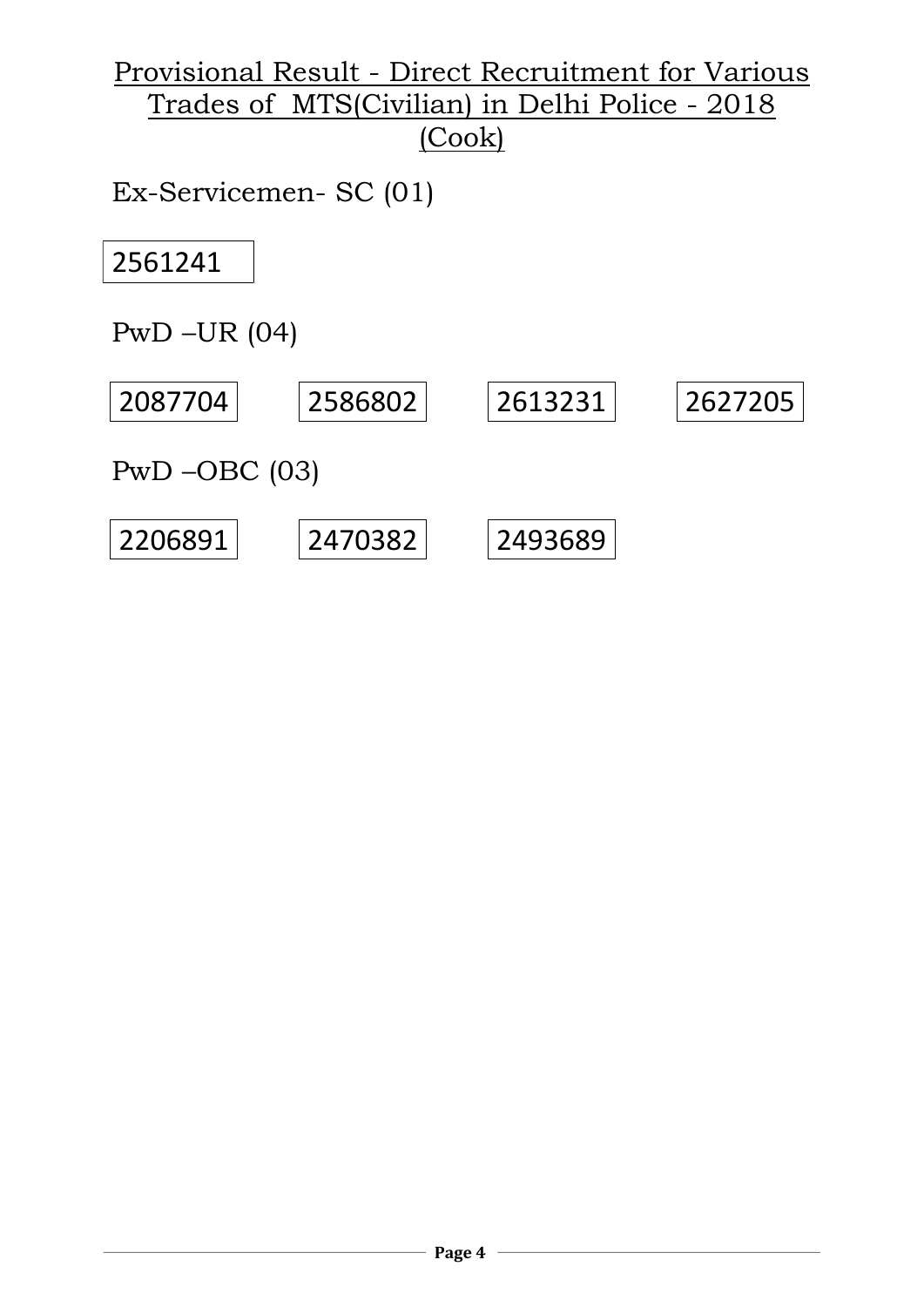# Provisional Result - Direct Recruitment for Various Trades of MTS(Civilian) in Delhi Police - 2018 (Cook)

Ex-Servicemen- SC (01)

| 2561241 |
|---|

PwD –UR (04)

| 2087704 | 2586802 | 2613231 | 2627205 |
|---|---|---|---|

PwD –OBC (03)

| 2206891 | 2470382 | 2493689 |
|---|---|---|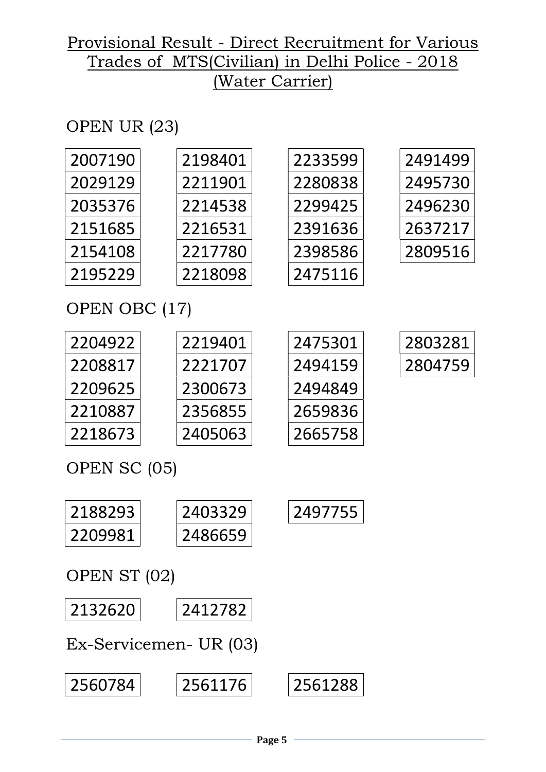# Provisional Result - Direct Recruitment for Various Trades of MTS(Civilian) in Delhi Police - 2018 (Water Carrier)

## OPEN UR (23)

| | | | |
|---|---|---|---|
| 2007190 | 2198401 | 2233599 | 2491499 |
| 2029129 | 2211901 | 2280838 | 2495730 |
| 2035376 | 2214538 | 2299425 | 2496230 |
| 2151685 | 2216531 | 2391636 | 2637217 |
| 2154108 | 2217780 | 2398586 | 2809516 |
| 2195229 | 2218098 | 2475116 | |

## OPEN OBC (17)

| | | | |
|---|---|---|---|
| 2204922 | 2219401 | 2475301 | 2803281 |
| 2208817 | 2221707 | 2494159 | 2804759 |
| 2209625 | 2300673 | 2494849 | |
| 2210887 | 2356855 | 2659836 | |
| 2218673 | 2405063 | 2665758 | |

## OPEN SC (05)

| | | |
|---|---|---|
| 2188293 | 2403329 | 2497755 |
| 2209981 | 2486659 | |

## OPEN ST (02)

| | |
|---|---|
| 2132620 | 2412782 |

## Ex-Servicemen- UR (03)

| | | |
|---|---|---|
| 2560784 | 2561176 | 2561288 |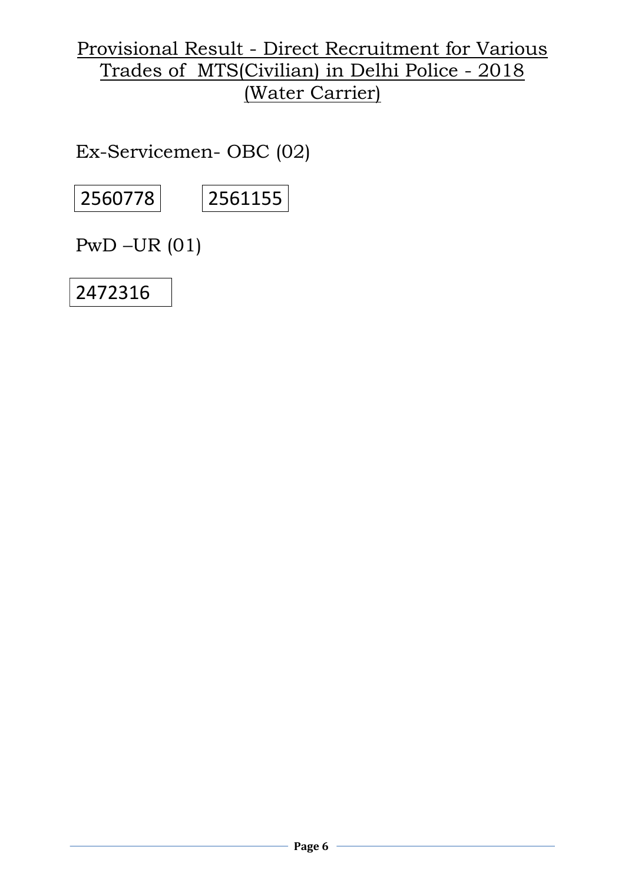# Provisional Result - Direct Recruitment for Various Trades of MTS(Civilian) in Delhi Police - 2018 (Water Carrier)

Ex-Servicemen- OBC (02)

| 2560778 | 2561155 |
|---|---|

PwD –UR (01)

| 2472316 |
|---|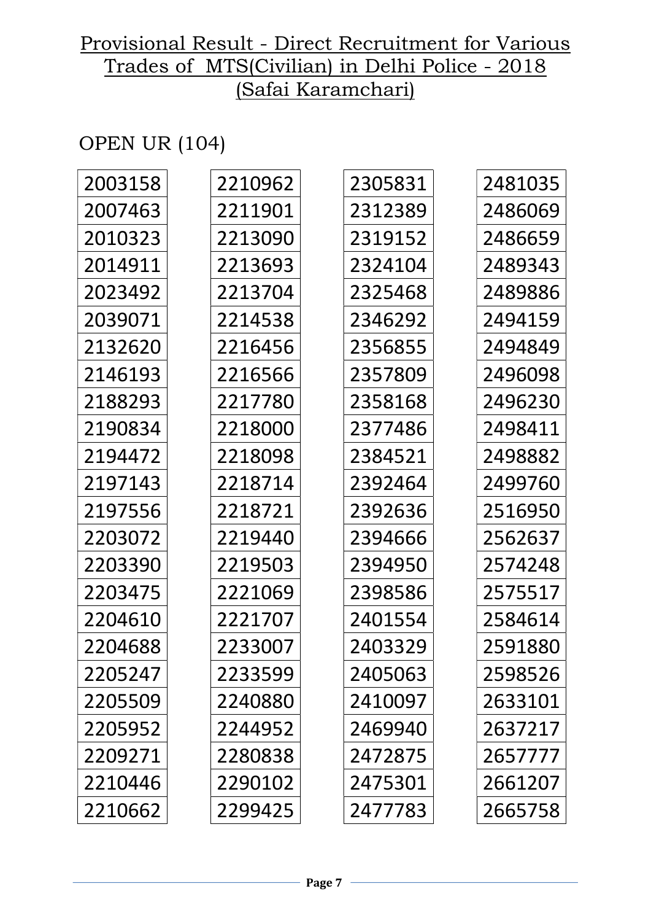# Provisional Result - Direct Recruitment for Various Trades of MTS(Civilian) in Delhi Police - 2018 (Safai Karamchari)

OPEN UR (104)

| | | | |
|---|---|---|---|
| 2003158 | 2210962 | 2305831 | 2481035 |
| 2007463 | 2211901 | 2312389 | 2486069 |
| 2010323 | 2213090 | 2319152 | 2486659 |
| 2014911 | 2213693 | 2324104 | 2489343 |
| 2023492 | 2213704 | 2325468 | 2489886 |
| 2039071 | 2214538 | 2346292 | 2494159 |
| 2132620 | 2216456 | 2356855 | 2494849 |
| 2146193 | 2216566 | 2357809 | 2496098 |
| 2188293 | 2217780 | 2358168 | 2496230 |
| 2190834 | 2218000 | 2377486 | 2498411 |
| 2194472 | 2218098 | 2384521 | 2498882 |
| 2197143 | 2218714 | 2392464 | 2499760 |
| 2197556 | 2218721 | 2392636 | 2516950 |
| 2203072 | 2219440 | 2394666 | 2562637 |
| 2203390 | 2219503 | 2394950 | 2574248 |
| 2203475 | 2221069 | 2398586 | 2575517 |
| 2204610 | 2221707 | 2401554 | 2584614 |
| 2204688 | 2233007 | 2403329 | 2591880 |
| 2205247 | 2233599 | 2405063 | 2598526 |
| 2205509 | 2240880 | 2410097 | 2633101 |
| 2205952 | 2244952 | 2469940 | 2637217 |
| 2209271 | 2280838 | 2472875 | 2657777 |
| 2210446 | 2290102 | 2475301 | 2661207 |
| 2210662 | 2299425 | 2477783 | 2665758 |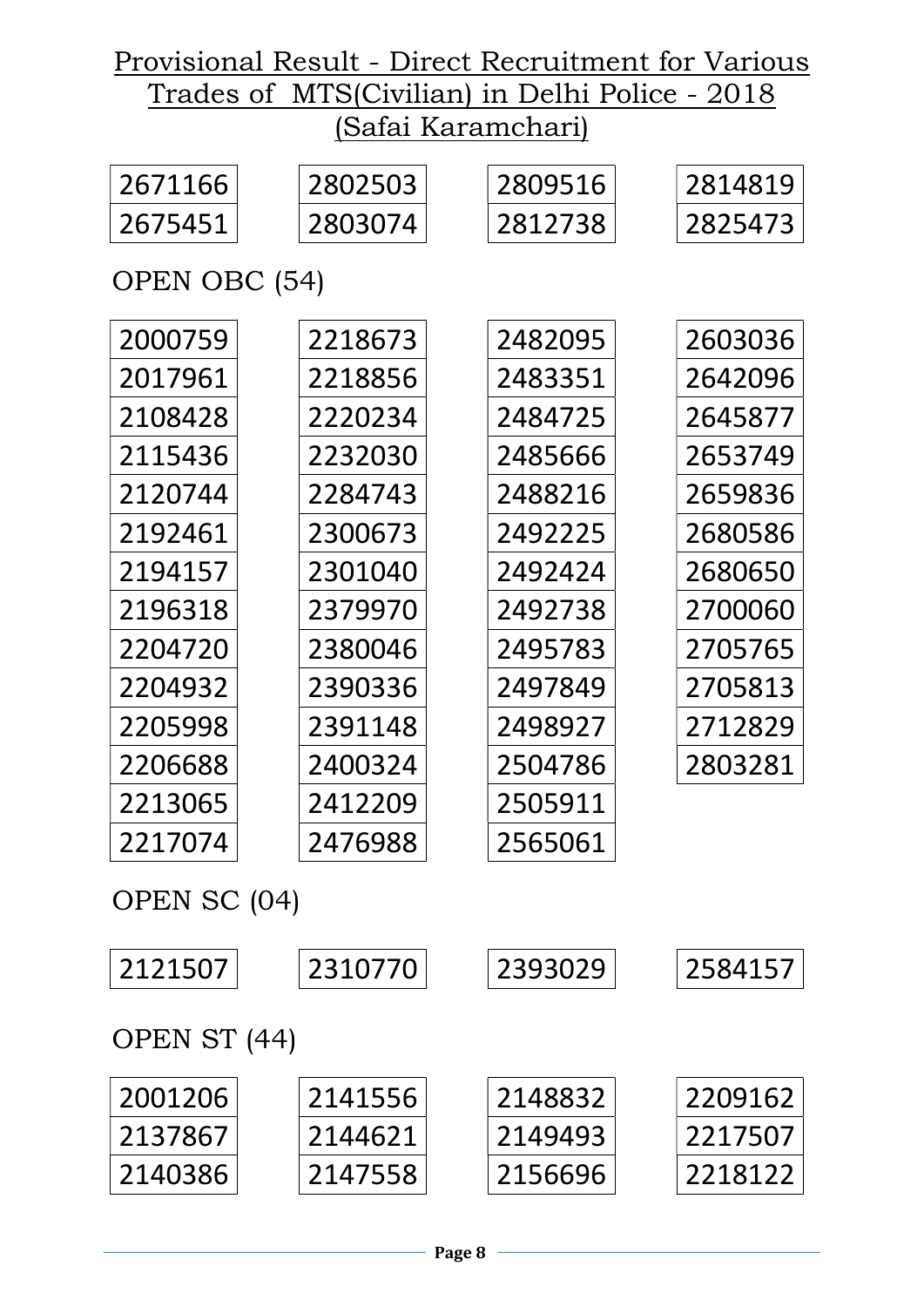# Provisional Result - Direct Recruitment for Various Trades of MTS(Civilian) in Delhi Police - 2018

## (Safai Karamchari)

| | | | |
|---|---|---|---|
| 2671166 | 2802503 | 2809516 | 2814819 |
| 2675451 | 2803074 | 2812738 | 2825473 |

OPEN OBC (54)

| | | | |
|---|---|---|---|
| 2000759 | 2218673 | 2482095 | 2603036 |
| 2017961 | 2218856 | 2483351 | 2642096 |
| 2108428 | 2220234 | 2484725 | 2645877 |
| 2115436 | 2232030 | 2485666 | 2653749 |
| 2120744 | 2284743 | 2488216 | 2659836 |
| 2192461 | 2300673 | 2492225 | 2680586 |
| 2194157 | 2301040 | 2492424 | 2680650 |
| 2196318 | 2379970 | 2492738 | 2700060 |
| 2204720 | 2380046 | 2495783 | 2705765 |
| 2204932 | 2390336 | 2497849 | 2705813 |
| 2205998 | 2391148 | 2498927 | 2712829 |
| 2206688 | 2400324 | 2504786 | 2803281 |
| 2213065 | 2412209 | 2505911 | |
| 2217074 | 2476988 | 2565061 | |

OPEN SC (04)

| | | | |
|---|---|---|---|
| 2121507 | 2310770 | 2393029 | 2584157 |

OPEN ST (44)

| | | | |
|---|---|---|---|
| 2001206 | 2141556 | 2148832 | 2209162 |
| 2137867 | 2144621 | 2149493 | 2217507 |
| 2140386 | 2147558 | 2156696 | 2218122 |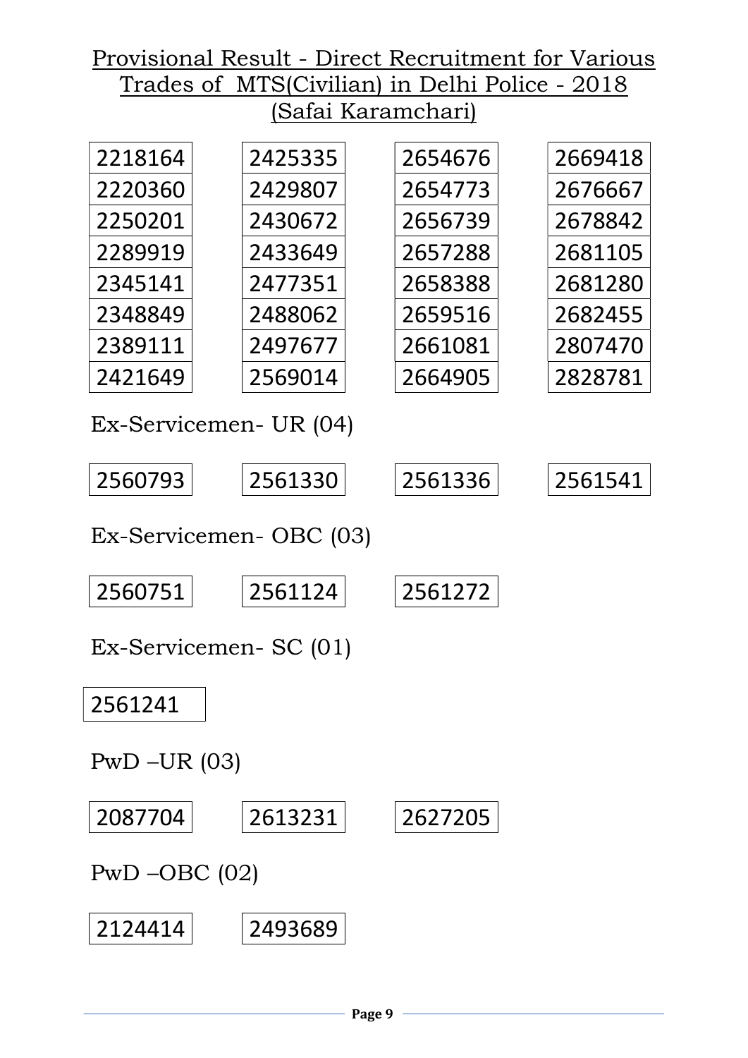# Provisional Result - Direct Recruitment for Various Trades of MTS(Civilian) in Delhi Police - 2018 (Safai Karamchari)

| | | | |
|---|---|---|---|
| 2218164 | 2425335 | 2654676 | 2669418 |
| 2220360 | 2429807 | 2654773 | 2676667 |
| 2250201 | 2430672 | 2656739 | 2678842 |
| 2289919 | 2433649 | 2657288 | 2681105 |
| 2345141 | 2477351 | 2658388 | 2681280 |
| 2348849 | 2488062 | 2659516 | 2682455 |
| 2389111 | 2497677 | 2661081 | 2807470 |
| 2421649 | 2569014 | 2664905 | 2828781 |

Ex-Servicemen- UR (04)

| | | | |
|---|---|---|---|
| 2560793 | 2561330 | 2561336 | 2561541 |

Ex-Servicemen- OBC (03)

| | | |
|---|---|---|
| 2560751 | 2561124 | 2561272 |

Ex-Servicemen- SC (01)

| |
|---|
| 2561241 |

PwD –UR (03)

| | | |
|---|---|---|
| 2087704 | 2613231 | 2627205 |

PwD –OBC (02)

| | |
|---|---|
| 2124414 | 2493689 |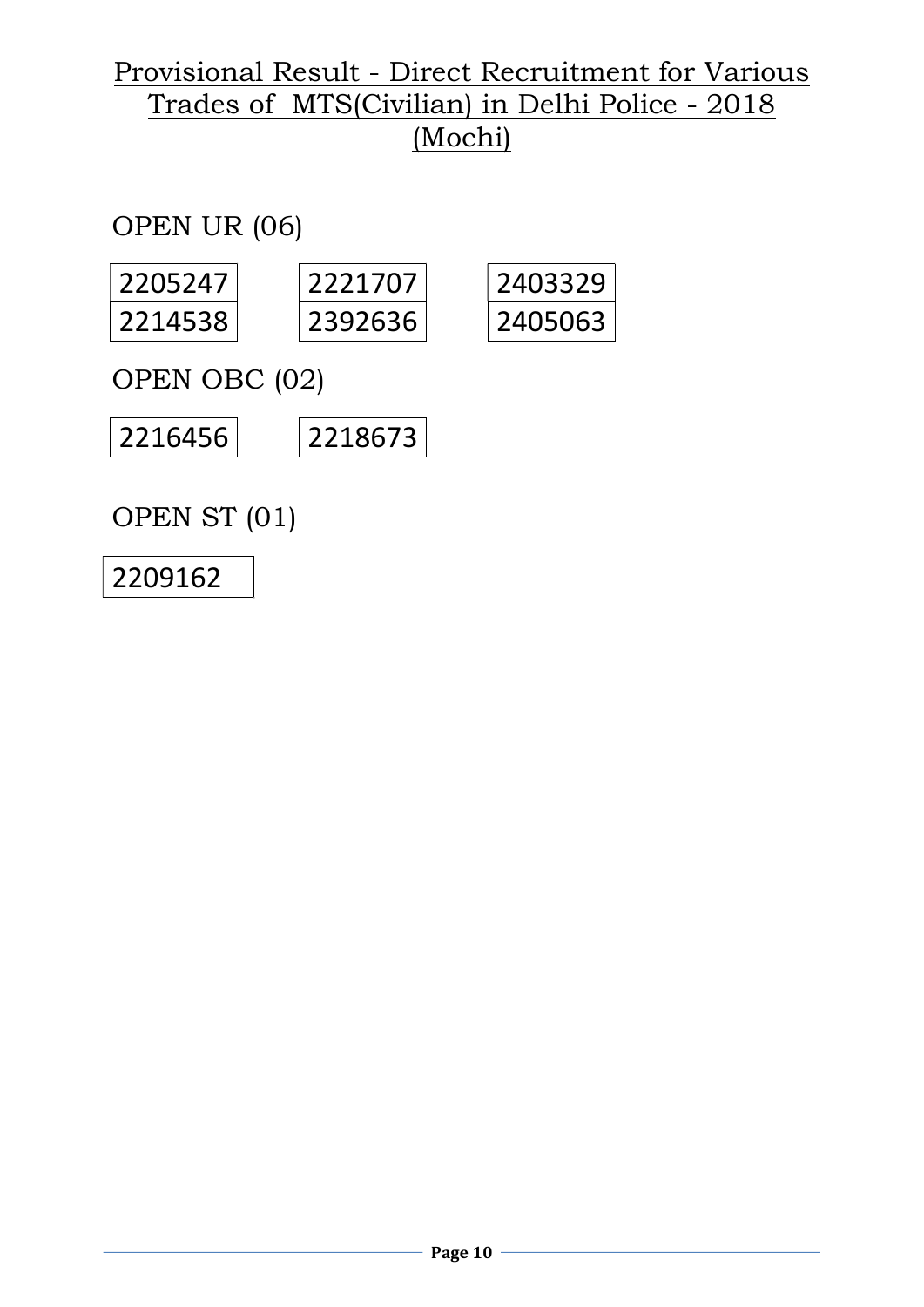# Provisional Result - Direct Recruitment for Various Trades of MTS(Civilian) in Delhi Police - 2018 (Mochi)

OPEN UR (06)

| | | |
|---|---|---|
| 2205247 | 2221707 | 2403329 |
| 2214538 | 2392636 | 2405063 |

OPEN OBC (02)

| | |
|---|---|
| 2216456 | 2218673 |

OPEN ST (01)

| |
|---|
| 2209162 |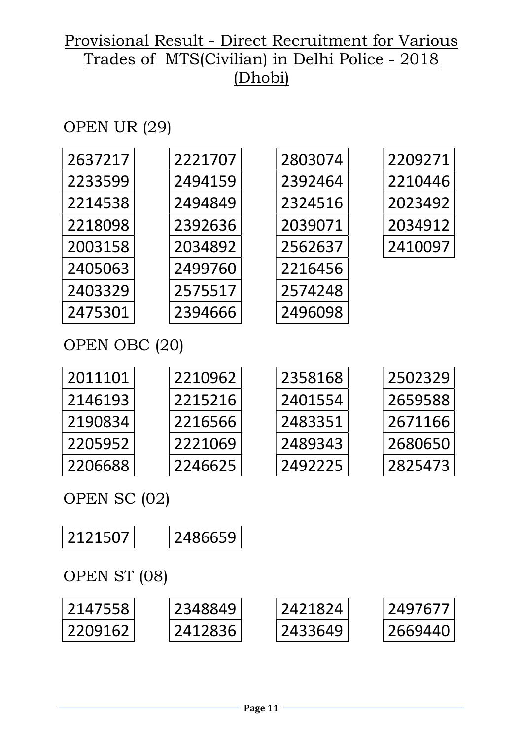# Provisional Result - Direct Recruitment for Various Trades of MTS(Civilian) in Delhi Police - 2018 (Dhobi)

## OPEN UR (29)

| | | | |
|---|---|---|---|
| 2637217 | 2221707 | 2803074 | 2209271 |
| 2233599 | 2494159 | 2392464 | 2210446 |
| 2214538 | 2494849 | 2324516 | 2023492 |
| 2218098 | 2392636 | 2039071 | 2034912 |
| 2003158 | 2034892 | 2562637 | 2410097 |
| 2405063 | 2499760 | 2216456 | |
| 2403329 | 2575517 | 2574248 | |
| 2475301 | 2394666 | 2496098 | |

## OPEN OBC (20)

| | | | |
|---|---|---|---|
| 2011101 | 2210962 | 2358168 | 2502329 |
| 2146193 | 2215216 | 2401554 | 2659588 |
| 2190834 | 2216566 | 2483351 | 2671166 |
| 2205952 | 2221069 | 2489343 | 2680650 |
| 2206688 | 2246625 | 2492225 | 2825473 |

## OPEN SC (02)

| | |
|---|---|
| 2121507 | 2486659 |

## OPEN ST (08)

| | | | |
|---|---|---|---|
| 2147558 | 2348849 | 2421824 | 2497677 |
| 2209162 | 2412836 | 2433649 | 2669440 |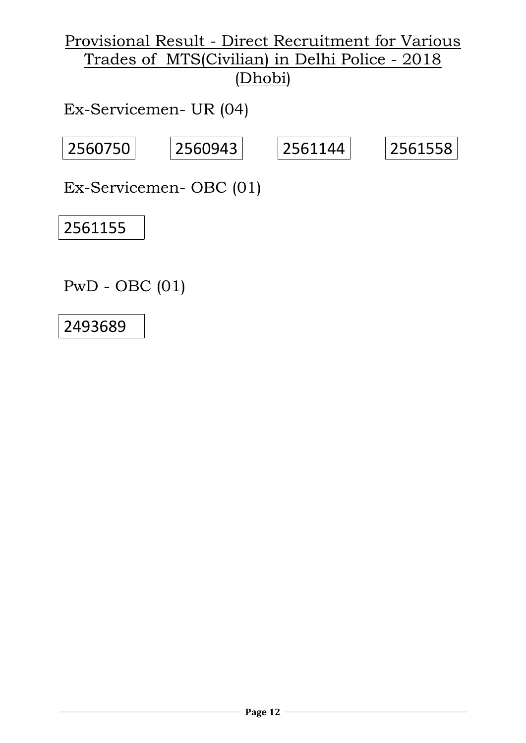# Provisional Result - Direct Recruitment for Various Trades of MTS(Civilian) in Delhi Police - 2018 (Dhobi)

Ex-Servicemen- UR (04)

| 2560750 | 2560943 | 2561144 | 2561558 |
|---|---|---|---|

Ex-Servicemen- OBC (01)

| 2561155 |
|---|

PwD - OBC (01)

| 2493689 |
|---|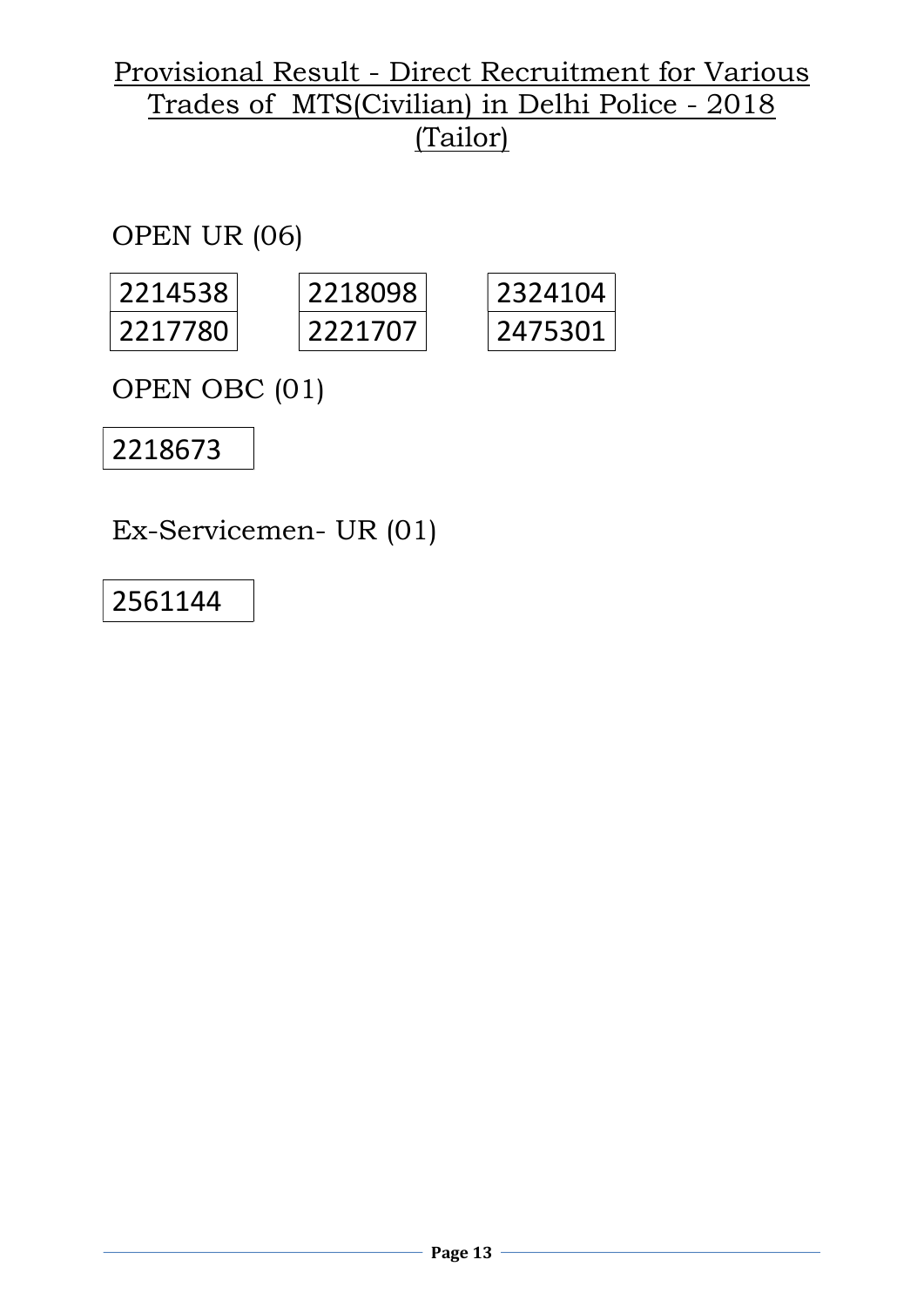# Provisional Result - Direct Recruitment for Various Trades of MTS(Civilian) in Delhi Police - 2018 (Tailor)

OPEN UR (06)

| | | |
|---|---|---|
| 2214538 | 2218098 | 2324104 |
| 2217780 | 2221707 | 2475301 |

OPEN OBC (01)

| |
|---|
| 2218673 |

Ex-Servicemen- UR (01)

| |
|---|
| 2561144 |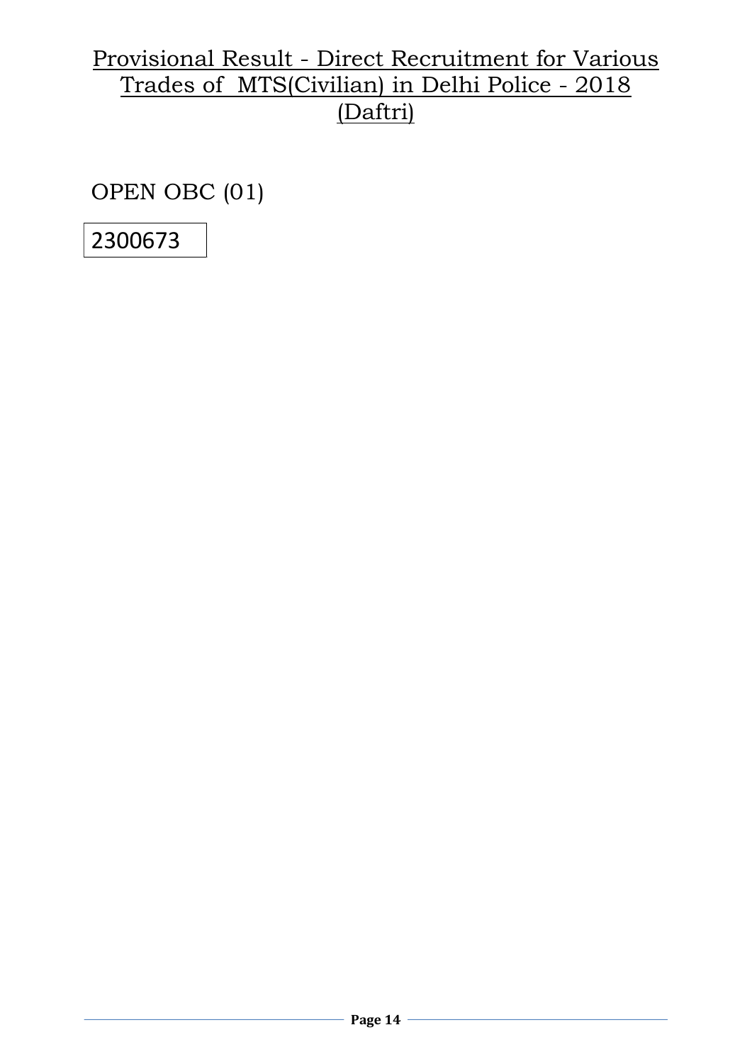# Provisional Result - Direct Recruitment for Various Trades of MTS(Civilian) in Delhi Police - 2018 (Daftri)

OPEN OBC (01)

| 2300673 |
|---|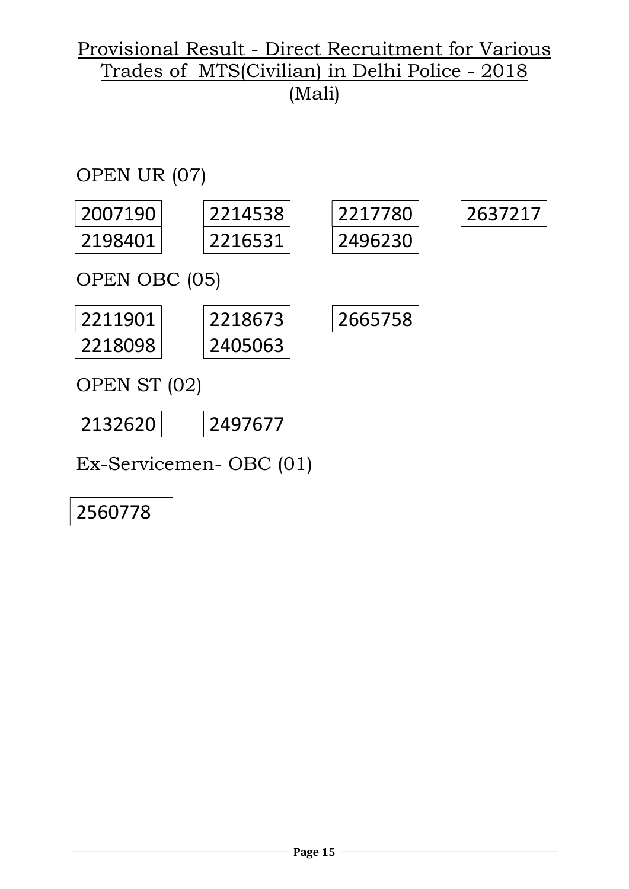# Provisional Result - Direct Recruitment for Various Trades of MTS(Civilian) in Delhi Police - 2018 (Mali)

OPEN UR (07)

| | | | |
|---|---|---|---|
| 2007190 | 2214538 | 2217780 | 2637217 |
| 2198401 | 2216531 | 2496230 | |

OPEN OBC (05)

| | | |
|---|---|---|
| 2211901 | 2218673 | 2665758 |
| 2218098 | 2405063 | |

OPEN ST (02)

| | |
|---|---|
| 2132620 | 2497677 |

Ex-Servicemen- OBC (01)

| |
|---|
| 2560778 |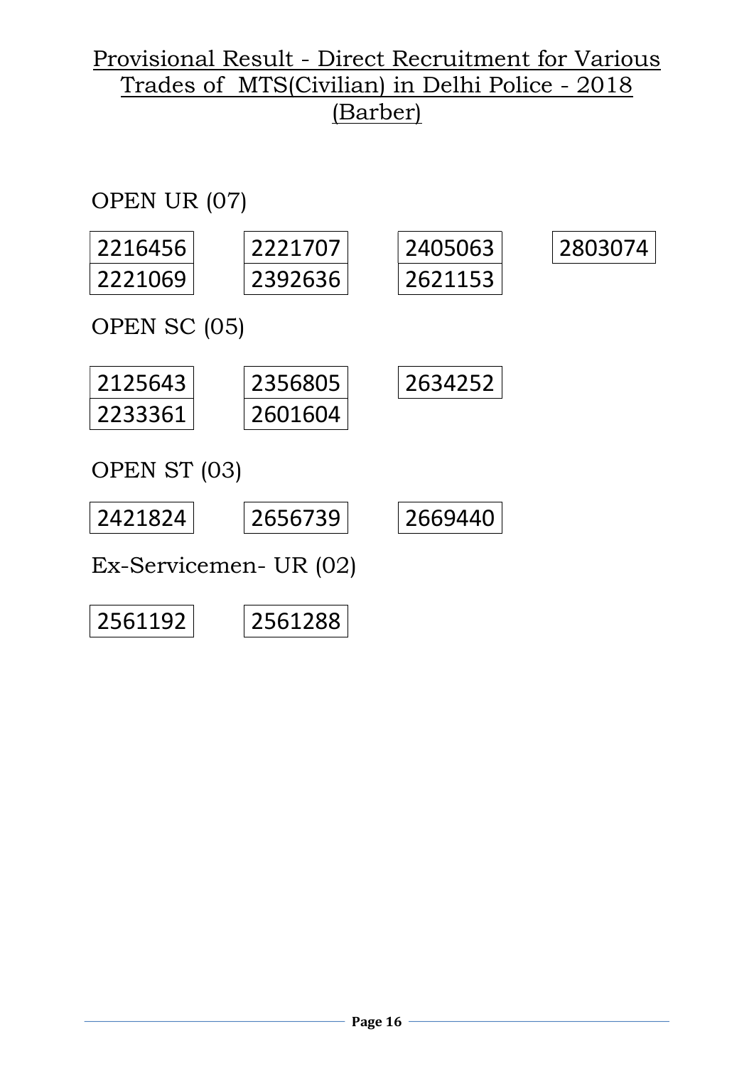# Provisional Result - Direct Recruitment for Various Trades of MTS(Civilian) in Delhi Police - 2018 (Barber)

## OPEN UR (07)

| | | | |
|---|---|---|---|
| 2216456 | 2221707 | 2405063 | 2803074 |
| 2221069 | 2392636 | 2621153 | |

## OPEN SC (05)

| | | |
|---|---|---|
| 2125643 | 2356805 | 2634252 |
| 2233361 | 2601604 | |

## OPEN ST (03)

| | | |
|---|---|---|
| 2421824 | 2656739 | 2669440 |

## Ex-Servicemen- UR (02)

| | |
|---|---|
| 2561192 | 2561288 |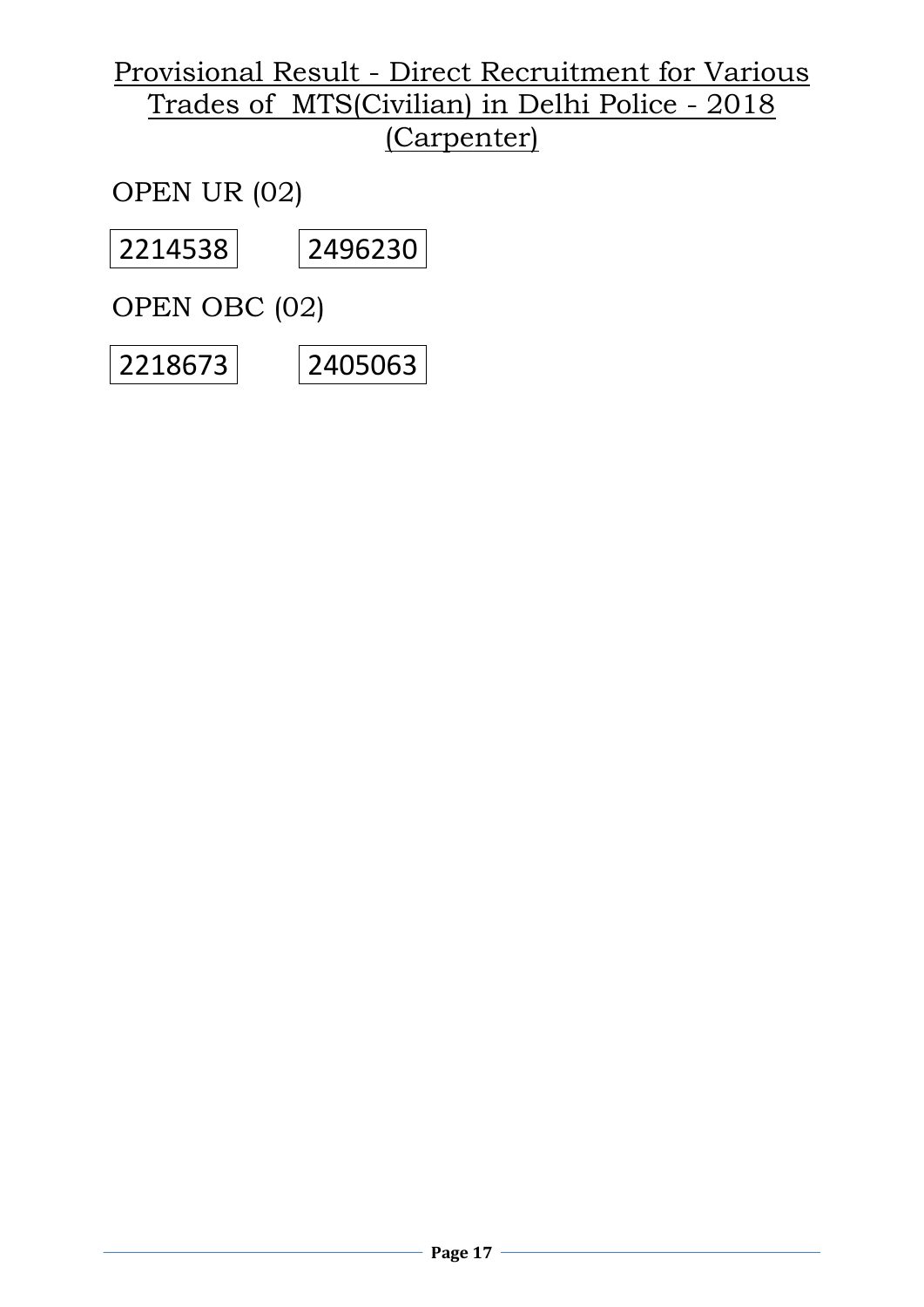# Provisional Result - Direct Recruitment for Various Trades of MTS(Civilian) in Delhi Police - 2018 (Carpenter)

OPEN UR (02)

| | |
|---|---|
| 2214538 | 2496230 |

OPEN OBC (02)

| | |
|---|---|
| 2218673 | 2405063 |